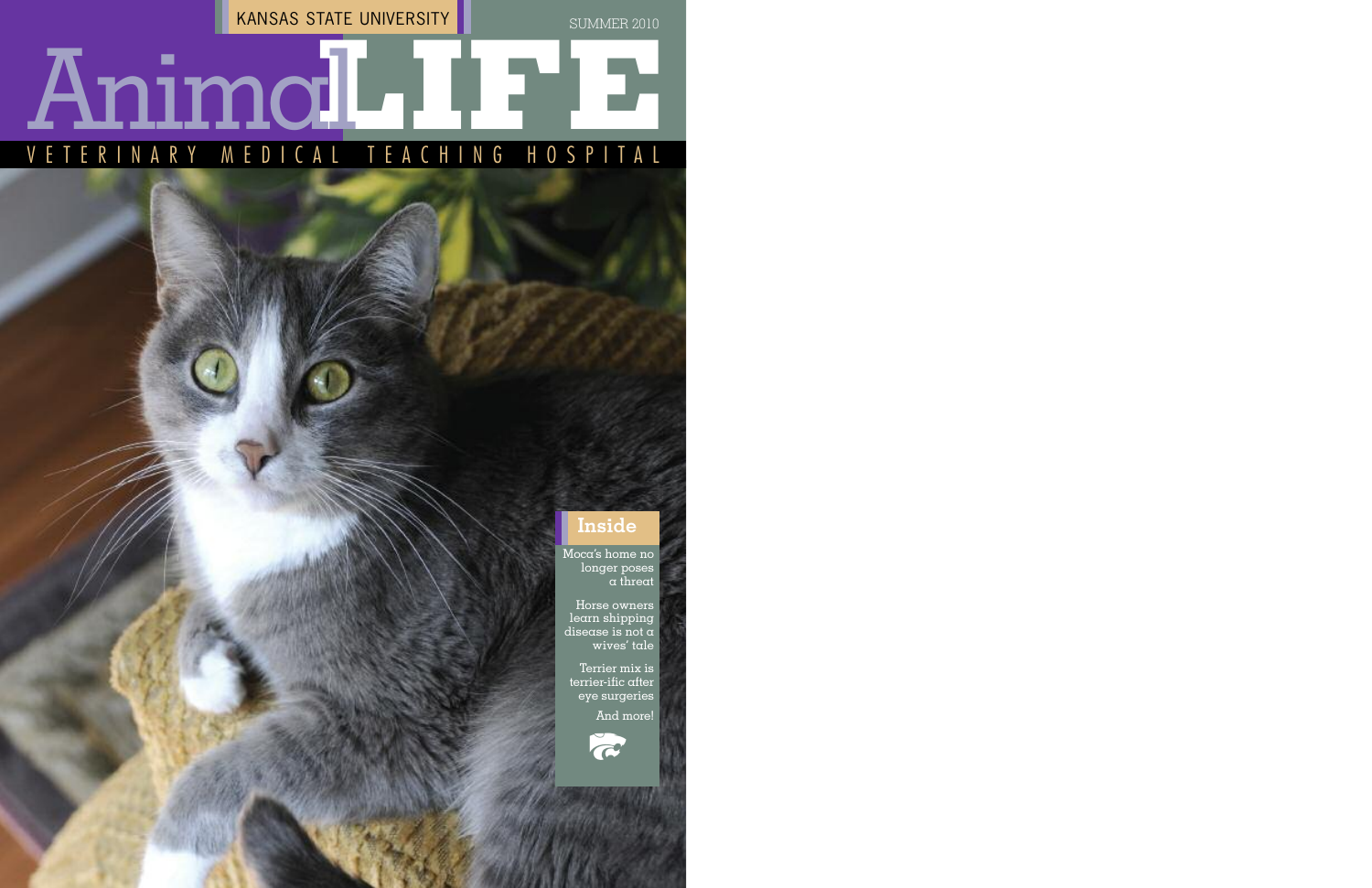KANSAS STATE UNIVERSITY

SUMMER 2010

# Animal LIFE

VETERINARY MEDICAL TEACHING HOSPITAL

## Inside

Moca's home no longer poses a threat

Horse owners learn shipping disease is not a wives' tale

Terrier mix is terrier-ific after eye surgeries

And more!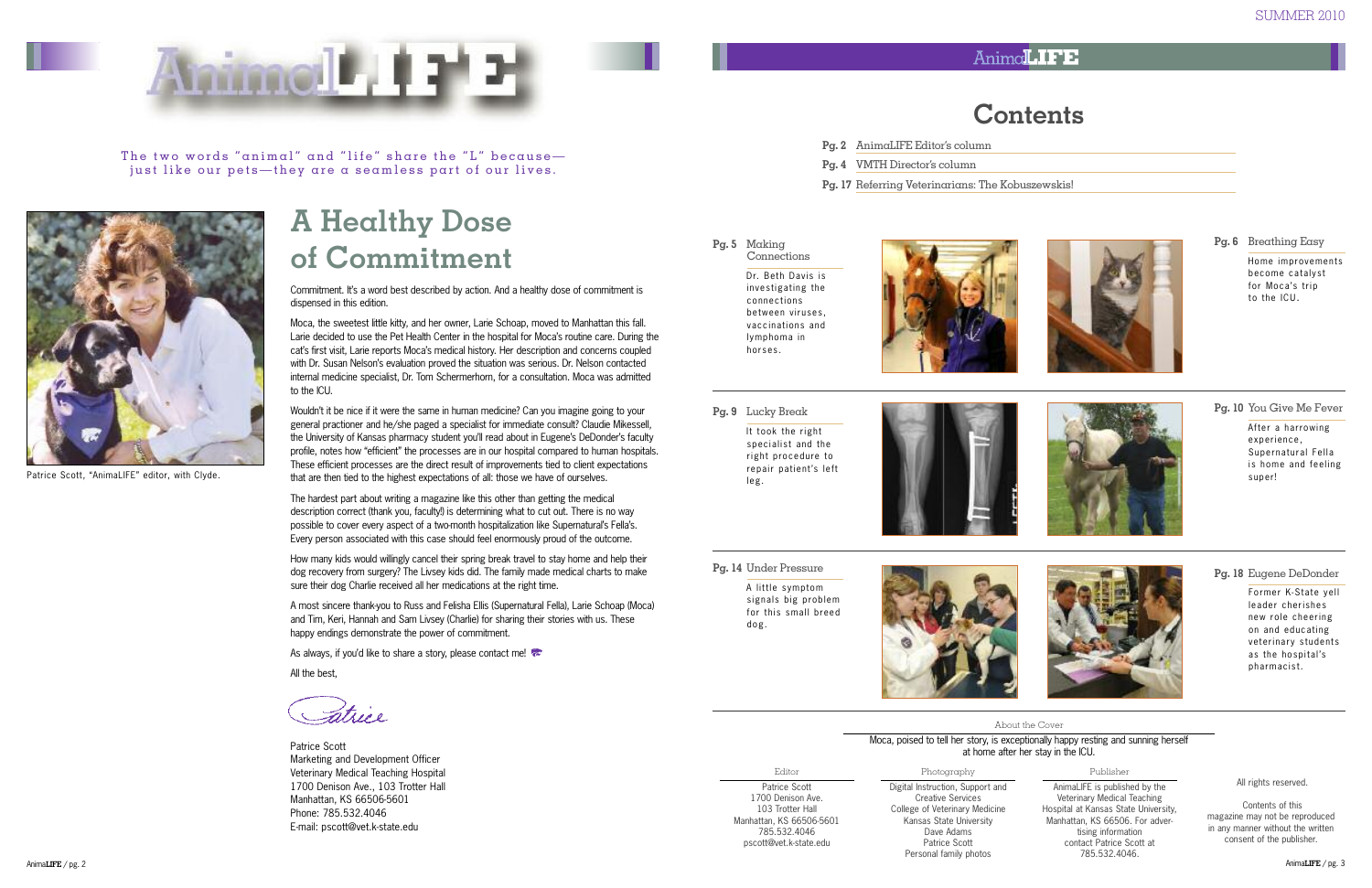# AnimaLIFE

The two words "animal" and "life" share the "L" because—just like our pets—they are a seamless part of our lives.

Patrice Scott, "AnimaLIFE" editor, with Clyde.

## A Healthy Dose of Commitment

Commitment. It's a word best described by action. And a healthy dose of commitment is dispensed in this edition.

Moca, the sweetest little kitty, and her owner, Larie Schoap, moved to Manhattan this fall. Larie decided to use the Pet Health Center in the hospital for Moca's routine care. During the cat's first visit, Larie reports Moca's medical history. Her description and concerns coupled with Dr. Susan Nelson's evaluation proved the situation was serious. Dr. Nelson contacted internal medicine specialist, Dr. Tom Schermerhorn, for a consultation. Moca was admitted to the ICU.

Wouldn't it be nice if it were the same in human medicine? Can you imagine going to your general practioner and he/she paged a specialist for immediate consult? Claudie Mikessell, the University of Kansas pharmacy student you'll read about in Eugene's DeDonder's faculty profile, notes how "efficient" the processes are in our hospital compared to human hospitals. These efficient processes are the direct result of improvements tied to client expectations that are then tied to the highest expectations of all: those we have of ourselves.

The hardest part about writing a magazine like this other than getting the medical description correct (thank you, faculty!) is determining what to cut out. There is no way possible to cover every aspect of a two-month hospitalization like Supernatural's Fella's. Every person associated with this case should feel enormously proud of the outcome.

How many kids would willingly cancel their spring break travel to stay home and help their dog recovery from surgery? The Livsey kids did. The family made medical charts to make sure their dog Charlie received all her medications at the right time.

A most sincere thank-you to Russ and Felisha Ellis (Supernatural Fella), Larie Schoap (Moca) and Tim, Keri, Hannah and Sam Livsey (Charlie) for sharing their stories with us. These happy endings demonstrate the power of commitment.

As always, if you'd like to share a story, please contact me!

All the best,

Patrice

Patrice Scott
Marketing and Development Officer
Veterinary Medical Teaching Hospital
1700 Denison Ave., 103 Trotter Hall
Manhattan, KS 66506-5601
Phone: 785.532.4046
E-mail: pscott@vet.k-state.edu

SUMMER 2010

## Contents

**Pg. 2** AnimaLIFE Editor's column

**Pg. 4** VMTH Director's column

**Pg. 17** Referring Veterinarians: The Kobuszewskis!

**Pg. 5** Making Connections
Dr. Beth Davis is investigating the connections between viruses, vaccinations and lymphoma in horses.

**Pg. 6** Breathing Easy
Home improvements become catalyst for Moca's trip to the ICU.

**Pg. 9** Lucky Break
It took the right specialist and the right procedure to repair patient's left leg.

**Pg. 10** You Give Me Fever
After a harrowing experience, Supernatural Fella is home and feeling super!

**Pg. 14** Under Pressure
A little symptom signals big problem for this small breed dog.

**Pg. 18** Eugene DeDonder
Former K-State yell leader cherishes new role cheering on and educating veterinary students as the hospital's pharmacist.

About the Cover

Moca, poised to tell her story, is exceptionally happy resting and sunning herself at home after her stay in the ICU.

**Editor**
Patrice Scott
1700 Denison Ave.
103 Trotter Hall
Manhattan, KS 66506-5601
785.532.4046
pscott@vet.k-state.edu

**Photography**
Digital Instruction, Support and Creative Services
College of Veterinary Medicine
Kansas State University
Dave Adams
Patrice Scott
Personal family photos

**Publisher**
AnimaLIFE is published by the Veterinary Medical Teaching Hospital at Kansas State University, Manhattan, KS 66506. For advertising information contact Patrice Scott at 785.532.4046.

All rights reserved.

Contents of this magazine may not be reproduced in any manner without the written consent of the publisher.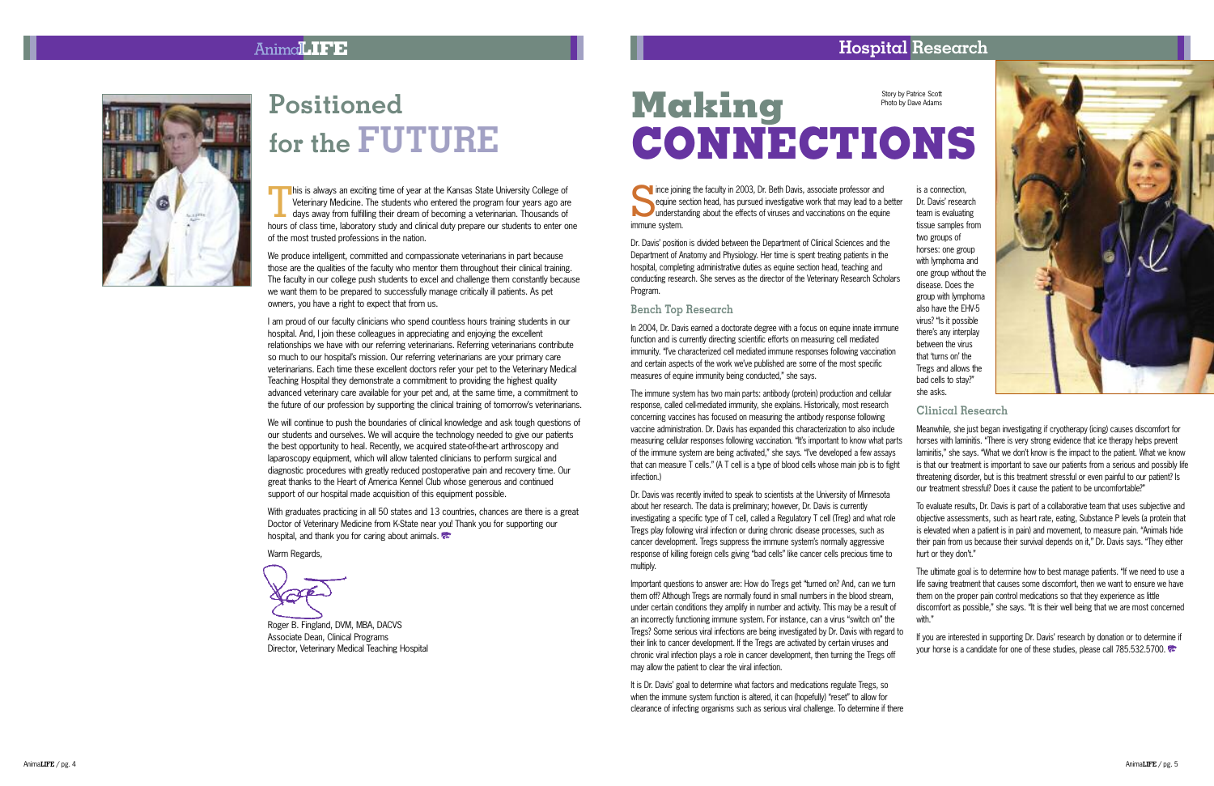# Positioned for the FUTURE

This is always an exciting time of year at the Kansas State University College of Veterinary Medicine. The students who entered the program four years ago are days away from fulfilling their dream of becoming a veterinarian. Thousands of hours of class time, laboratory study and clinical duty prepare our students to enter one of the most trusted professions in the nation.

We produce intelligent, committed and compassionate veterinarians in part because those are the qualities of the faculty who mentor them throughout their clinical training. The faculty in our college push students to excel and challenge them constantly because we want them to be prepared to successfully manage critically ill patients. As pet owners, you have a right to expect that from us.

I am proud of our faculty clinicians who spend countless hours training students in our hospital. And, I join these colleagues in appreciating and enjoying the excellent relationships we have with our referring veterinarians. Referring veterinarians contribute so much to our hospital's mission. Our referring veterinarians are your primary care veterinarians. Each time these excellent doctors refer your pet to the Veterinary Medical Teaching Hospital they demonstrate a commitment to providing the highest quality advanced veterinary care available for your pet and, at the same time, a commitment to the future of our profession by supporting the clinical training of tomorrow's veterinarians.

We will continue to push the boundaries of clinical knowledge and ask tough questions of our students and ourselves. We will acquire the technology needed to give our patients the best opportunity to heal. Recently, we acquired state-of-the-art arthroscopy and laparoscopy equipment, which will allow talented clinicians to perform surgical and diagnostic procedures with greatly reduced postoperative pain and recovery time. Our great thanks to the Heart of America Kennel Club whose generous and continued support of our hospital made acquisition of this equipment possible.

With graduates practicing in all 50 states and 13 countries, chances are there is a great Doctor of Veterinary Medicine from K-State near you! Thank you for supporting our hospital, and thank you for caring about animals.

Warm Regards,

Roger B. Fingland, DVM, MBA, DACVS
Associate Dean, Clinical Programs
Director, Veterinary Medical Teaching Hospital

# Making CONNECTIONS

Story by Patrice Scott
Photo by Dave Adams

Since joining the faculty in 2003, Dr. Beth Davis, associate professor and equine section head, has pursued investigative work that may lead to a better understanding about the effects of viruses and vaccinations on the equine immune system.

Dr. Davis' position is divided between the Department of Clinical Sciences and the Department of Anatomy and Physiology. Her time is spent treating patients in the hospital, completing administrative duties as equine section head, teaching and conducting research. She serves as the director of the Veterinary Research Scholars Program.

## Bench Top Research

In 2004, Dr. Davis earned a doctorate degree with a focus on equine innate immune function and is currently directing scientific efforts on measuring cell mediated immunity. "I've characterized cell mediated immune responses following vaccination and certain aspects of the work we've published are some of the most specific measures of equine immunity being conducted," she says.

The immune system has two main parts: antibody (protein) production and cellular response, called cell-mediated immunity, she explains. Historically, most research concerning vaccines has focused on measuring the antibody response following vaccine administration. Dr. Davis has expanded this characterization to also include measuring cellular responses following vaccination. "It's important to know what parts of the immune system are being activated," she says. "I've developed a few assays that can measure T cells." (A T cell is a type of blood cells whose main job is to fight infection.)

Dr. Davis was recently invited to speak to scientists at the University of Minnesota about her research. The data is preliminary; however, Dr. Davis is currently investigating a specific type of T cell, called a Regulatory T cell (Treg) and what role Tregs play following viral infection or during chronic disease processes, such as cancer development. Tregs suppress the immune system's normally aggressive response of killing foreign cells giving "bad cells" like cancer cells precious time to multiply.

Important questions to answer are: How do Tregs get "turned on? And, can we turn them off? Although Tregs are normally found in small numbers in the blood stream, under certain conditions they amplify in number and activity. This may be a result of an incorrectly functioning immune system. For instance, can a virus "switch on" the Tregs? Some serious viral infections are being investigated by Dr. Davis with regard to their link to cancer development. If the Tregs are activated by certain viruses and chronic viral infection plays a role in cancer development, then turning the Tregs off may allow the patient to clear the viral infection.

It is Dr. Davis' goal to determine what factors and medications regulate Tregs, so when the immune system function is altered, it can (hopefully) "reset" to allow for clearance of infecting organisms such as serious viral challenge. To determine if there is a connection, Dr. Davis' research team is evaluating tissue samples from two groups of horses: one group with lymphoma and one group without the disease. Does the group with lymphoma also have the EHV-5 virus? "Is it possible there's any interplay between the virus that 'turns on' the Tregs and allows the bad cells to stay?" she asks.

## Clinical Research

Meanwhile, she just began investigating if cryotherapy (icing) causes discomfort for horses with laminitis. "There is very strong evidence that ice therapy helps prevent laminitis," she says. "What we don't know is the impact to the patient. What we know is that our treatment is important to save our patients from a serious and possibly life threatening disorder, but is this treatment stressful or even painful to our patient? Is our treatment stressful? Does it cause the patient to be uncomfortable?"

To evaluate results, Dr. Davis is part of a collaborative team that uses subjective and objective assessments, such as heart rate, eating, Substance P levels (a protein that is elevated when a patient is in pain) and movement, to measure pain. "Animals hide their pain from us because their survival depends on it," Dr. Davis says. "They either hurt or they don't."

The ultimate goal is to determine how to best manage patients. "If we need to use a life saving treatment that causes some discomfort, then we want to ensure we have them on the proper pain control medications so that they experience as little discomfort as possible," she says. "It is their well being that we are most concerned with."

If you are interested in supporting Dr. Davis' research by donation or to determine if your horse is a candidate for one of these studies, please call 785.532.5700.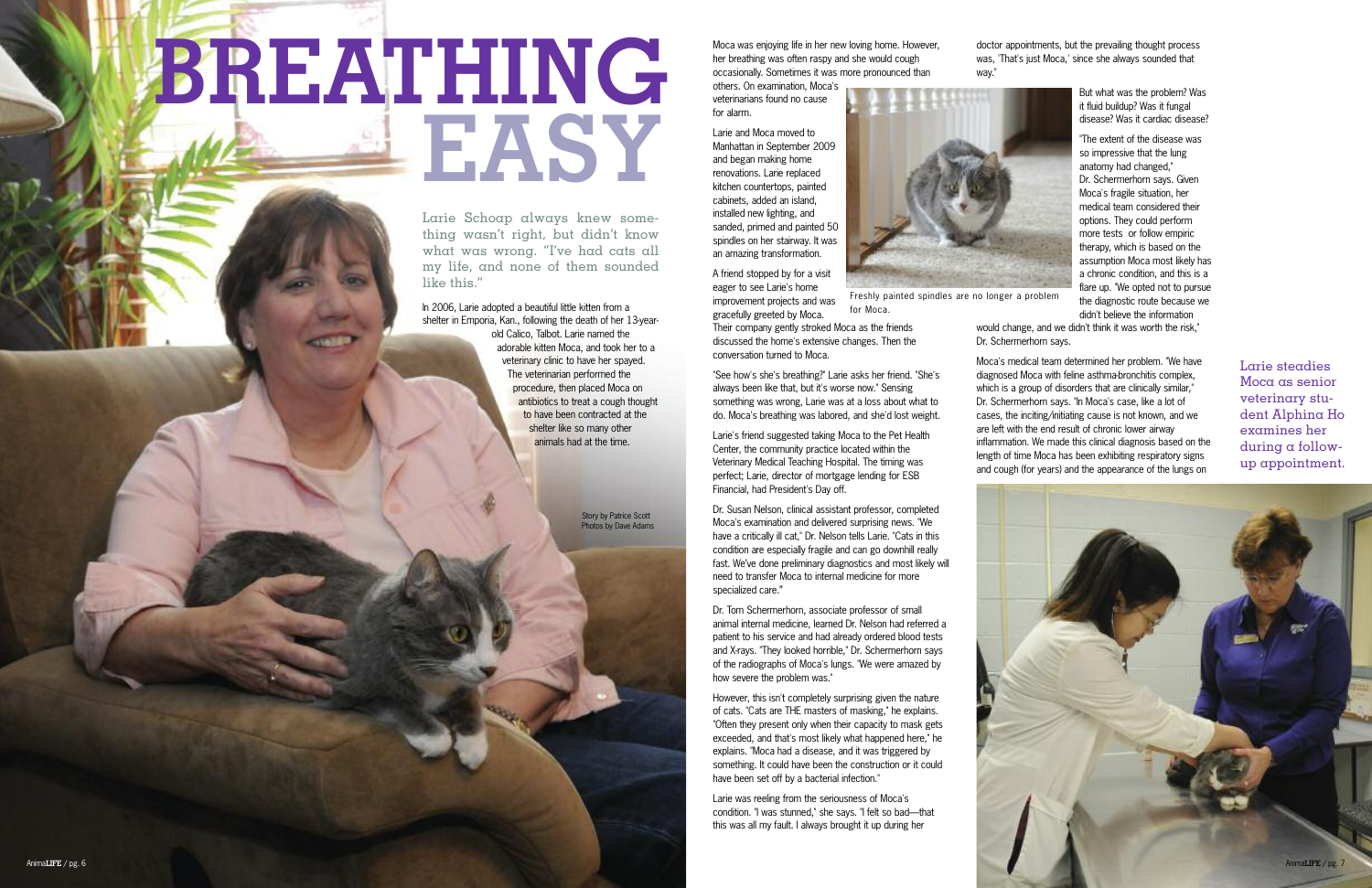# BREATHING EASY

Larie Schoap always knew something wasn't right, but didn't know what was wrong. "I've had cats all my life, and none of them sounded like this."

In 2006, Larie adopted a beautiful little kitten from a shelter in Emporia, Kan., following the death of her 13-year-old Calico, Talbot. Larie named the adorable kitten Moca, and took her to a veterinary clinic to have her spayed. The veterinarian performed the procedure, then placed Moca on antibiotics to treat a cough thought to have been contracted at the shelter like so many other animals had at the time.

Story by Patrice Scott
Photos by Dave Adams

Moca was enjoying life in her new loving home. However, her breathing was often raspy and she would cough occasionally. Sometimes it was more pronounced than others. On examination, Moca's veterinarians found no cause for alarm.

Larie and Moca moved to Manhattan in September 2009 and began making home renovations. Larie replaced kitchen countertops, painted cabinets, added an island, installed new lighting, and sanded, primed and painted 50 spindles on her stairway. It was an amazing transformation.

A friend stopped by for a visit eager to see Larie's home improvement projects and was gracefully greeted by Moca. Their company gently stroked Moca as the friends discussed the home's extensive changes. Then the conversation turned to Moca.

"See how's she's breathing?" Larie asks her friend. "She's always been like that, but it's worse now." Sensing something was wrong, Larie was at a loss about what to do. Moca's breathing was labored, and she'd lost weight.

Larie's friend suggested taking Moca to the Pet Health Center, the community practice located within the Veterinary Medical Teaching Hospital. The timing was perfect; Larie, director of mortgage lending for ESB Financial, had President's Day off.

Dr. Susan Nelson, clinical assistant professor, completed Moca's examination and delivered surprising news. "We have a critically ill cat," Dr. Nelson tells Larie. "Cats in this condition are especially fragile and can go downhill really fast. We've done preliminary diagnostics and most likely will need to transfer Moca to internal medicine for more specialized care."

Dr. Tom Schermerhorn, associate professor of small animal internal medicine, learned Dr. Nelson had referred a patient to his service and had already ordered blood tests and X-rays. "They looked horrible," Dr. Schermerhorn says of the radiographs of Moca's lungs. "We were amazed by how severe the problem was."

However, this isn't completely surprising given the nature of cats. "Cats are THE masters of masking," he explains. "Often they present only when their capacity to mask gets exceeded, and that's most likely what happened here," he explains. "Moca had a disease, and it was triggered by something. It could have been the construction or it could have been set off by a bacterial infection."

Larie was reeling from the seriousness of Moca's condition. "I was stunned," she says. "I felt so bad—that this was all my fault. I always brought it up during her doctor appointments, but the prevailing thought process was, 'That's just Moca,' since she always sounded that way."

Freshly painted spindles are no longer a problem for Moca.

But what was the problem? Was it fluid buildup? Was it fungal disease? Was it cardiac disease?

"The extent of the disease was so impressive that the lung anatomy had changed," Dr. Schermerhorn says. Given Moca's fragile situation, her medical team considered their options. They could perform more tests or follow empiric therapy, which is based on the assumption Moca most likely has a chronic condition, and this is a flare up. "We opted not to pursue the diagnostic route because we didn't believe the information would change, and we didn't think it was worth the risk," Dr. Schermerhorn says.

Moca's medical team determined her problem. "We have diagnosed Moca with feline asthma-bronchitis complex, which is a group of disorders that are clinically similar," Dr. Schermerhorn says. "In Moca's case, like a lot of cases, the inciting/initiating cause is not known, and we are left with the end result of chronic lower airway inflammation. We made this clinical diagnosis based on the length of time Moca has been exhibiting respiratory signs and cough (for years) and the appearance of the lungs on

Larie steadies Moca as senior veterinary student Alphina Ho examines her during a follow-up appointment.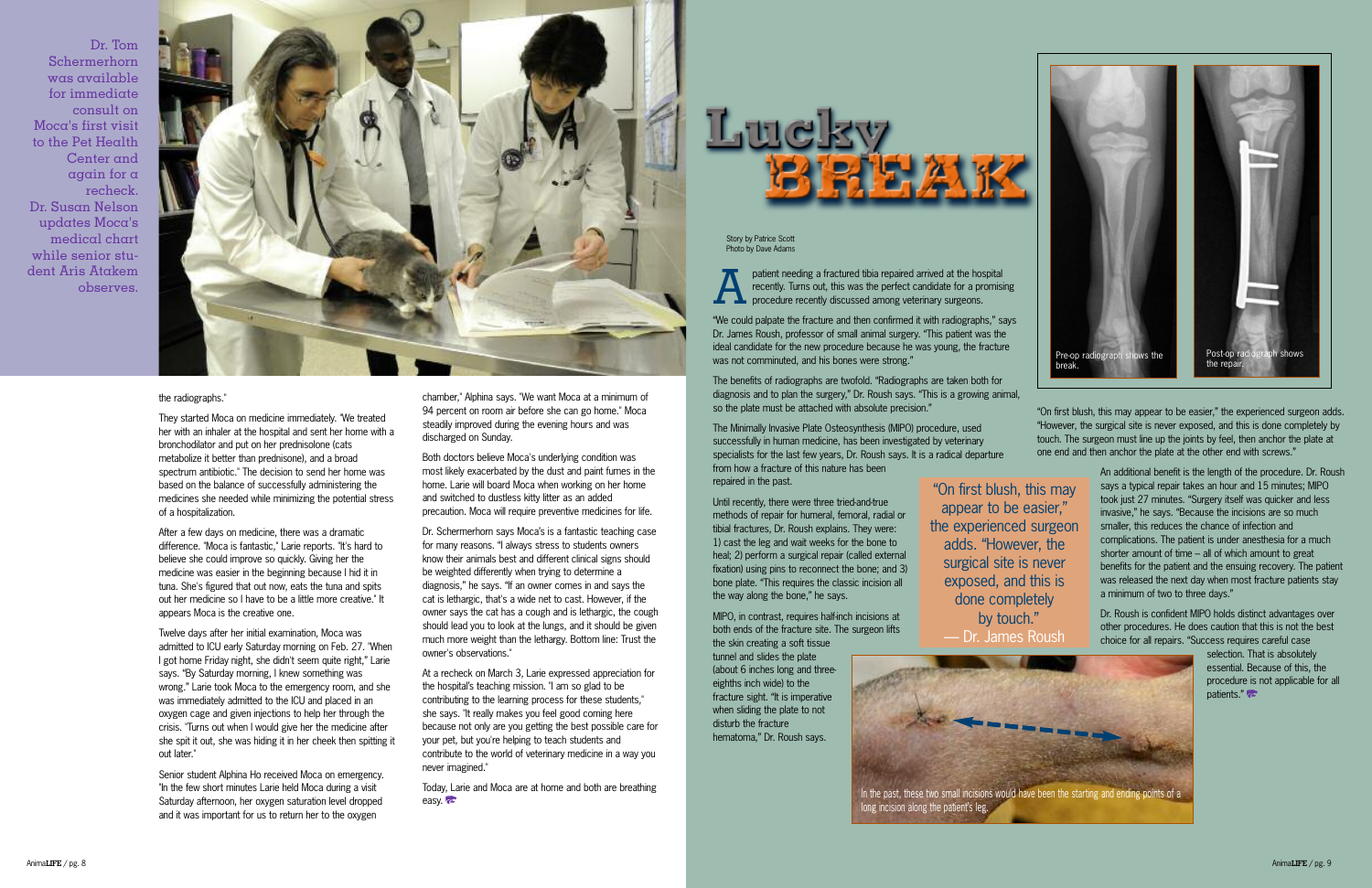Dr. Tom Schermerhorn was available for immediate consult on Moca's first visit to the Pet Health Center and again for a recheck. Dr. Susan Nelson updates Moca's medical chart while senior student Aris Atakem observes.

the radiographs."

They started Moca on medicine immediately. "We treated her with an inhaler at the hospital and sent her home with a bronchodilator and put on her prednisolone (cats metabolize it better than prednisone), and a broad spectrum antibiotic." The decision to send her home was based on the balance of successfully administering the medicines she needed while minimizing the potential stress of a hospitalization.

After a few days on medicine, there was a dramatic difference. "Moca is fantastic," Larie reports. "It's hard to believe she could improve so quickly. Giving her the medicine was easier in the beginning because I hid it in tuna. She's figured that out now, eats the tuna and spits out her medicine so I have to be a little more creative." It appears Moca is the creative one.

Twelve days after her initial examination, Moca was admitted to ICU early Saturday morning on Feb. 27. "When I got home Friday night, she didn't seem quite right," Larie says. "By Saturday morning, I knew something was wrong." Larie took Moca to the emergency room, and she was immediately admitted to the ICU and placed in an oxygen cage and given injections to help her through the crisis. "Turns out when I would give her the medicine after she spit it out, she was hiding it in her cheek then spitting it out later."

Senior student Alphina Ho received Moca on emergency. "In the few short minutes Larie held Moca during a visit Saturday afternoon, her oxygen saturation level dropped and it was important for us to return her to the oxygen chamber," Alphina says. "We want Moca at a minimum of 94 percent on room air before she can go home." Moca steadily improved during the evening hours and was discharged on Sunday.

Both doctors believe Moca's underlying condition was most likely exacerbated by the dust and paint fumes in the home. Larie will board Moca when working on her home and switched to dustless kitty litter as an added precaution. Moca will require preventive medicines for life.

Dr. Schermerhorn says Moca's is a fantastic teaching case for many reasons. "I always stress to students owners know their animals best and different clinical signs should be weighted differently when trying to determine a diagnosis," he says. "If an owner comes in and says the cat is lethargic, that's a wide net to cast. However, if the owner says the cat has a cough and is lethargic, the cough should lead you to look at the lungs, and it should be given much more weight than the lethargy. Bottom line: Trust the owner's observations."

At a recheck on March 3, Larie expressed appreciation for the hospital's teaching mission. "I am so glad to be contributing to the learning process for these students," she says. "It really makes you feel good coming here because not only are you getting the best possible care for your pet, but you're helping to teach students and contribute to the world of veterinary medicine in a way you never imagined."

Today, Larie and Moca are at home and both are breathing easy.

# Lucky BREAK

Story by Patrice Scott
Photo by Dave Adams

A patient needing a fractured tibia repaired arrived at the hospital recently. Turns out, this was the perfect candidate for a promising procedure recently discussed among veterinary surgeons.

"We could palpate the fracture and then confirmed it with radiographs," says Dr. James Roush, professor of small animal surgery. "This patient was the ideal candidate for the new procedure because he was young, the fracture was not comminuted, and his bones were strong."

The benefits of radiographs are twofold. "Radiographs are taken both for diagnosis and to plan the surgery," Dr. Roush says. "This is a growing animal, so the plate must be attached with absolute precision."

The Minimally Invasive Plate Osteosynthesis (MIPO) procedure, used successfully in human medicine, has been investigated by veterinary specialists for the last few years, Dr. Roush says. It is a radical departure from how a fracture of this nature has been repaired in the past.

Until recently, there were three tried-and-true methods of repair for humeral, femoral, radial or tibial fractures, Dr. Roush explains. They were: 1) cast the leg and wait weeks for the bone to heal; 2) perform a surgical repair (called external fixation) using pins to reconnect the bone; and 3) bone plate. "This requires the classic incision all the way along the bone," he says.

MIPO, in contrast, requires half-inch incisions at both ends of the fracture site. The surgeon lifts the skin creating a soft tissue tunnel and slides the plate (about 6 inches long and three-eighths inch wide) to the fracture sight. "It is imperative when sliding the plate to not disturb the fracture hematoma," Dr. Roush says.

> "On first blush, this may appear to be easier," the experienced surgeon adds. "However, the surgical site is never exposed, and this is done completely by touch."
> — Dr. James Roush

In the past, these two small incisions would have been the starting and ending points of a long incision along the patient's leg.

Pre-op radiograph shows the break.

Post-op radiograph shows the repair.

"On first blush, this may appear to be easier," the experienced surgeon adds. "However, the surgical site is never exposed, and this is done completely by touch. The surgeon must line up the joints by feel, then anchor the plate at one end and then anchor the plate at the other end with screws."

An additional benefit is the length of the procedure. Dr. Roush says a typical repair takes an hour and 15 minutes; MIPO took just 27 minutes. "Surgery itself was quicker and less invasive," he says. "Because the incisions are so much smaller, this reduces the chance of infection and complications. The patient is under anesthesia for a much shorter amount of time – all of which amount to great benefits for the patient and the ensuing recovery. The patient was released the next day when most fracture patients stay a minimum of two to three days."

Dr. Roush is confident MIPO holds distinct advantages over other procedures. He does caution that this is not the best choice for all repairs. "Success requires careful case selection. That is absolutely essential. Because of this, the procedure is not applicable for all patients."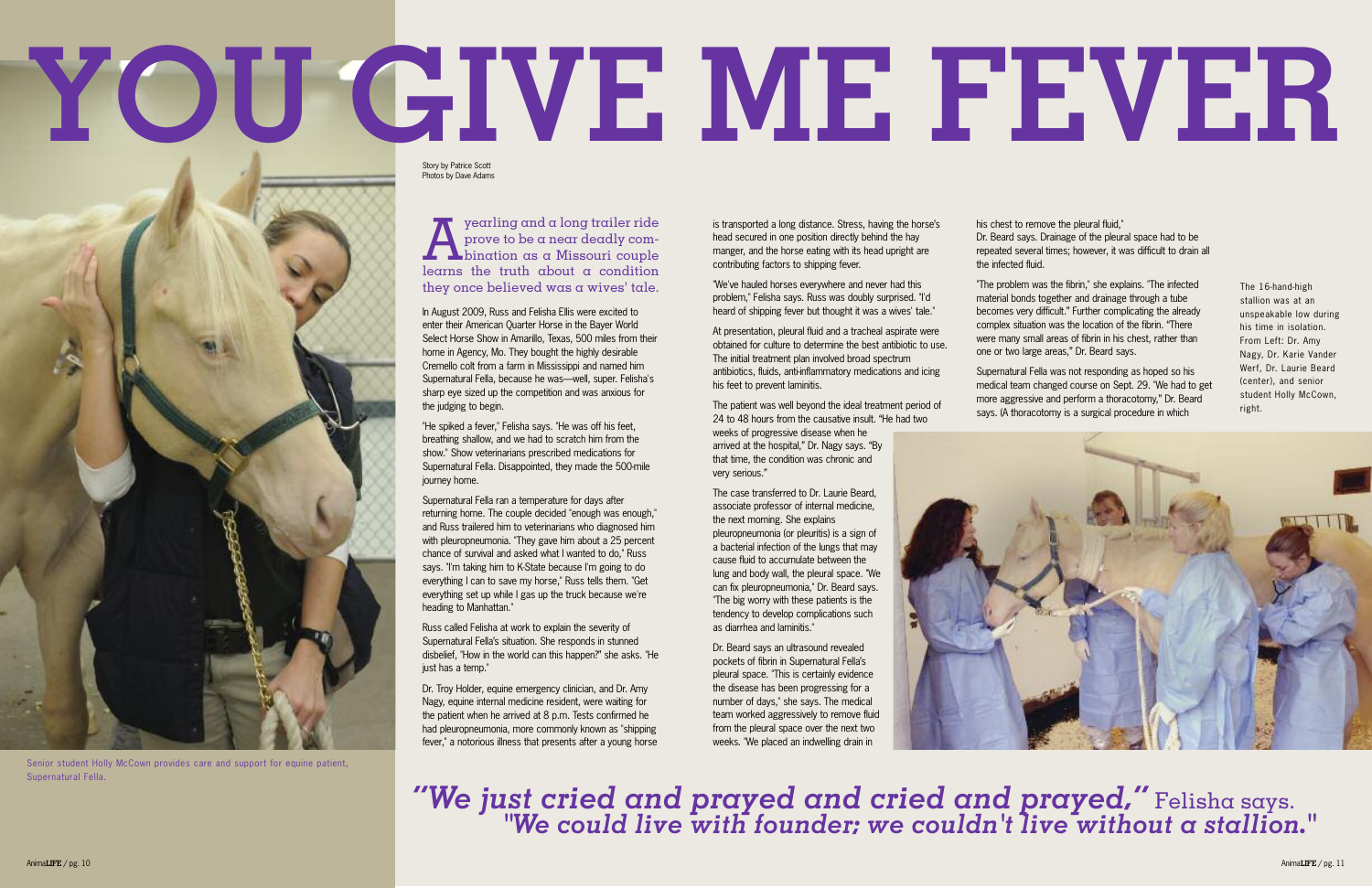# YOU GIVE ME FEVER

Story by Patrice Scott
Photos by Dave Adams

A yearling and a long trailer ride prove to be a near deadly combination as a Missouri couple learns the truth about a condition they once believed was a wives' tale.

In August 2009, Russ and Felisha Ellis were excited to enter their American Quarter Horse in the Bayer World Select Horse Show in Amarillo, Texas, 500 miles from their home in Agency, Mo. They bought the highly desirable Cremello colt from a farm in Mississippi and named him Supernatural Fella, because he was—well, super. Felisha's sharp eye sized up the competition and was anxious for the judging to begin.

"He spiked a fever," Felisha says. "He was off his feet, breathing shallow, and we had to scratch him from the show." Show veterinarians prescribed medications for Supernatural Fella. Disappointed, they made the 500-mile journey home.

Supernatural Fella ran a temperature for days after returning home. The couple decided "enough was enough," and Russ trailered him to veterinarians who diagnosed him with pleuropneumonia. "They gave him about a 25 percent chance of survival and asked what I wanted to do," Russ says. "I'm taking him to K-State because I'm going to do everything I can to save my horse," Russ tells them. "Get everything set up while I gas up the truck because we're heading to Manhattan."

Russ called Felisha at work to explain the severity of Supernatural Fella's situation. She responds in stunned disbelief, "How in the world can this happen?" she asks. "He just has a temp."

Dr. Troy Holder, equine emergency clinician, and Dr. Amy Nagy, equine internal medicine resident, were waiting for the patient when he arrived at 8 p.m. Tests confirmed he had pleuropneumonia, more commonly known as "shipping fever," a notorious illness that presents after a young horse is transported a long distance. Stress, having the horse's head secured in one position directly behind the hay manger, and the horse eating with its head upright are contributing factors to shipping fever.

"We've hauled horses everywhere and never had this problem," Felisha says. Russ was doubly surprised. "I'd heard of shipping fever but thought it was a wives' tale."

At presentation, pleural fluid and a tracheal aspirate were obtained for culture to determine the best antibiotic to use. The initial treatment plan involved broad spectrum antibiotics, fluids, anti-inflammatory medications and icing his feet to prevent laminitis.

The patient was well beyond the ideal treatment period of 24 to 48 hours from the causative insult. "He had two weeks of progressive disease when he arrived at the hospital," Dr. Nagy says. "By that time, the condition was chronic and very serious."

The case transferred to Dr. Laurie Beard, associate professor of internal medicine, the next morning. She explains pleuropneumonia (or pleuritis) is a sign of a bacterial infection of the lungs that may cause fluid to accumulate between the lung and body wall, the pleural space. "We can fix pleuropneumonia," Dr. Beard says. "The big worry with these patients is the tendency to develop complications such as diarrhea and laminitis."

Dr. Beard says an ultrasound revealed pockets of fibrin in Supernatural Fella's pleural space. "This is certainly evidence the disease has been progressing for a number of days," she says. The medical team worked aggressively to remove fluid from the pleural space over the next two weeks. "We placed an indwelling drain in his chest to remove the pleural fluid," Dr. Beard says. Drainage of the pleural space had to be repeated several times; however, it was difficult to drain all the infected fluid.

"The problem was the fibrin," she explains. "The infected material bonds together and drainage through a tube becomes very difficult." Further complicating the already complex situation was the location of the fibrin. "There were many small areas of fibrin in his chest, rather than one or two large areas," Dr. Beard says.

Supernatural Fella was not responding as hoped so his medical team changed course on Sept. 29. "We had to get more aggressive and perform a thoracotomy," Dr. Beard says. (A thoracotomy is a surgical procedure in which

The 16-hand-high stallion was at an unspeakable low during his time in isolation. From Left: Dr. Amy Nagy, Dr. Karie Vander Werf, Dr. Laurie Beard (center), and senior student Holly McCown, right.

Senior student Holly McCown provides care and support for equine patient, Supernatural Fella.

***"We just cried and prayed and cried and prayed,"*** Felisha says. ***"We could live with founder; we couldn't live without a stallion."***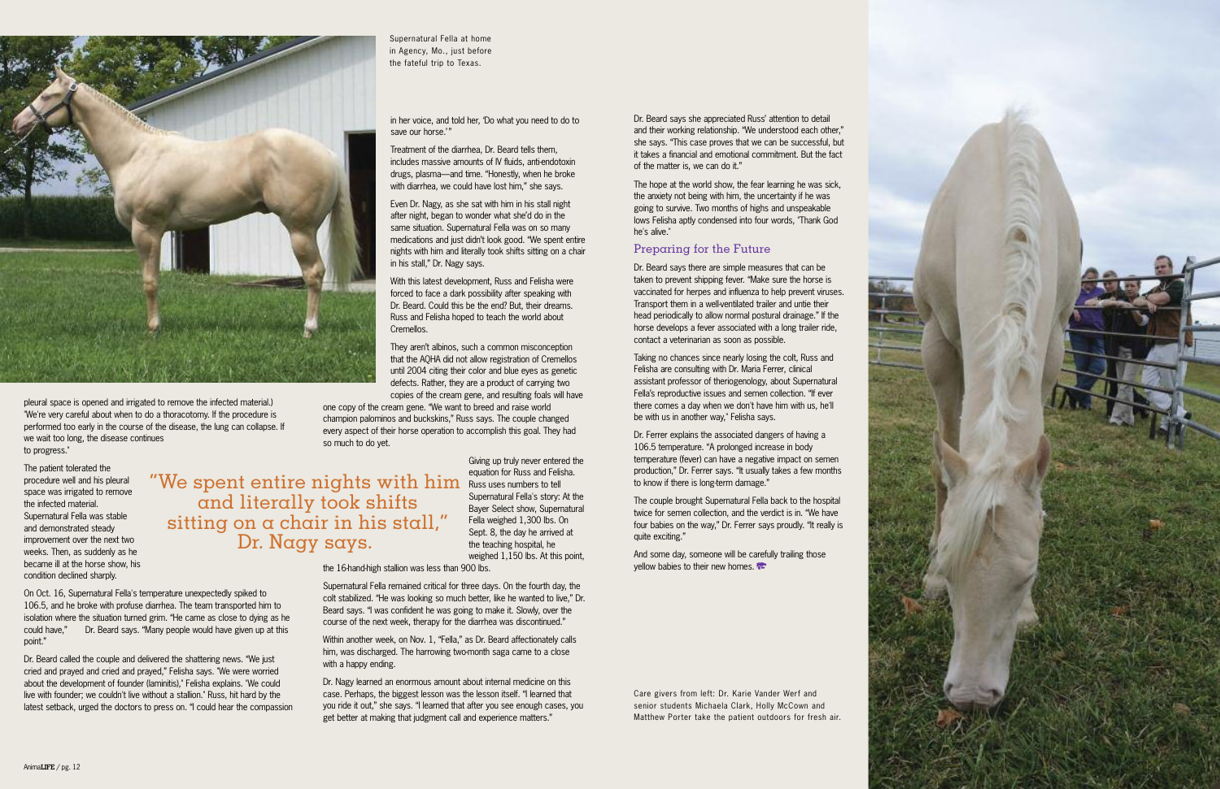Supernatural Fella at home in Agency, Mo., just before the fateful trip to Texas.

pleural space is opened and irrigated to remove the infected material.) 'We're very careful about when to do a thoracotomy. If the procedure is performed too early in the course of the disease, the lung can collapse. If we wait too long, the disease continues to progress.'

The patient tolerated the procedure well and his pleural space was irrigated to remove the infected material. Supernatural Fella was stable and demonstrated steady improvement over the next two weeks. Then, as suddenly as he became ill at the horse show, his condition declined sharply.

On Oct. 16, Supernatural Fella's temperature unexpectedly spiked to 106.5, and he broke with profuse diarrhea. The team transported him to isolation where the situation turned grim. "He came as close to dying as he could have," Dr. Beard says. "Many people would have given up at this point."

Dr. Beard called the couple and delivered the shattering news. "We just cried and prayed and cried and prayed," Felisha says. 'We were worried about the development of founder (laminitis),' Felisha explains. 'We could live with founder; we couldn't live without a stallion.' Russ, hit hard by the latest setback, urged the doctors to press on. "I could hear the compassion in her voice, and told her, 'Do what you need to do to save our horse.'"

Treatment of the diarrhea, Dr. Beard tells them, includes massive amounts of IV fluids, anti-endotoxin drugs, plasma—and time. "Honestly, when he broke with diarrhea, we could have lost him," she says.

Even Dr. Nagy, as she sat with him in his stall night after night, began to wonder what she'd do in the same situation. Supernatural Fella was on so many medications and just didn't look good. "We spent entire nights with him and literally took shifts sitting on a chair in his stall," Dr. Nagy says.

With this latest development, Russ and Felisha were forced to face a dark possibility after speaking with Dr. Beard. Could this be the end? But, their dreams. Russ and Felisha hoped to teach the world about Cremellos.

They aren't albinos, such a common misconception that the AQHA did not allow registration of Cremellos until 2004 citing their color and blue eyes as genetic defects. Rather, they are a product of carrying two copies of the cream gene, and resulting foals will have one copy of the cream gene. "We want to breed and raise world champion palominos and buckskins," Russ says. The couple changed every aspect of their horse operation to accomplish this goal. They had so much to do yet.

> "We spent entire nights with him and literally took shifts sitting on a chair in his stall," Dr. Nagy says.

Giving up truly never entered the equation for Russ and Felisha. Russ uses numbers to tell Supernatural Fella's story: At the Bayer Select show, Supernatural Fella weighed 1,300 lbs. On Sept. 8, the day he arrived at the teaching hospital, he weighed 1,150 lbs. At this point, the 16-hand-high stallion was less than 900 lbs.

Supernatural Fella remained critical for three days. On the fourth day, the colt stabilized. "He was looking so much better, like he wanted to live," Dr. Beard says. "I was confident he was going to make it. Slowly, over the course of the next week, therapy for the diarrhea was discontinued."

Within another week, on Nov. 1, "Fella," as Dr. Beard affectionately calls him, was discharged. The harrowing two-month saga came to a close with a happy ending.

Dr. Nagy learned an enormous amount about internal medicine on this case. Perhaps, the biggest lesson was the lesson itself. "I learned that you ride it out," she says. "I learned that after you see enough cases, you get better at making that judgment call and experience matters."

Dr. Beard says she appreciated Russ' attention to detail and their working relationship. "We understood each other," she says. "This case proves that we can be successful, but it takes a financial and emotional commitment. But the fact of the matter is, we can do it."

The hope at the world show, the fear learning he was sick, the anxiety not being with him, the uncertainty if he was going to survive. Two months of highs and unspeakable lows Felisha aptly condensed into four words, 'Thank God he's alive.'

## Preparing for the Future

Dr. Beard says there are simple measures that can be taken to prevent shipping fever. "Make sure the horse is vaccinated for herpes and influenza to help prevent viruses. Transport them in a well-ventilated trailer and untie their head periodically to allow normal postural drainage." If the horse develops a fever associated with a long trailer ride, contact a veterinarian as soon as possible.

Taking no chances since nearly losing the colt, Russ and Felisha are consulting with Dr. Maria Ferrer, clinical assistant professor of theriogenology, about Supernatural Fella's reproductive issues and semen collection. "If ever there comes a day when we don't have him with us, he'll be with us in another way,' Felisha says.

Dr. Ferrer explains the associated dangers of having a 106.5 temperature. "A prolonged increase in body temperature (fever) can have a negative impact on semen production," Dr. Ferrer says. "It usually takes a few months to know if there is long-term damage."

The couple brought Supernatural Fella back to the hospital twice for semen collection, and the verdict is in. "We have four babies on the way," Dr. Ferrer says proudly. "It really is quite exciting."

And some day, someone will be carefully trailing those yellow babies to their new homes.

Care givers from left: Dr. Karie Vander Werf and senior students Michaela Clark, Holly McCown and Matthew Porter take the patient outdoors for fresh air.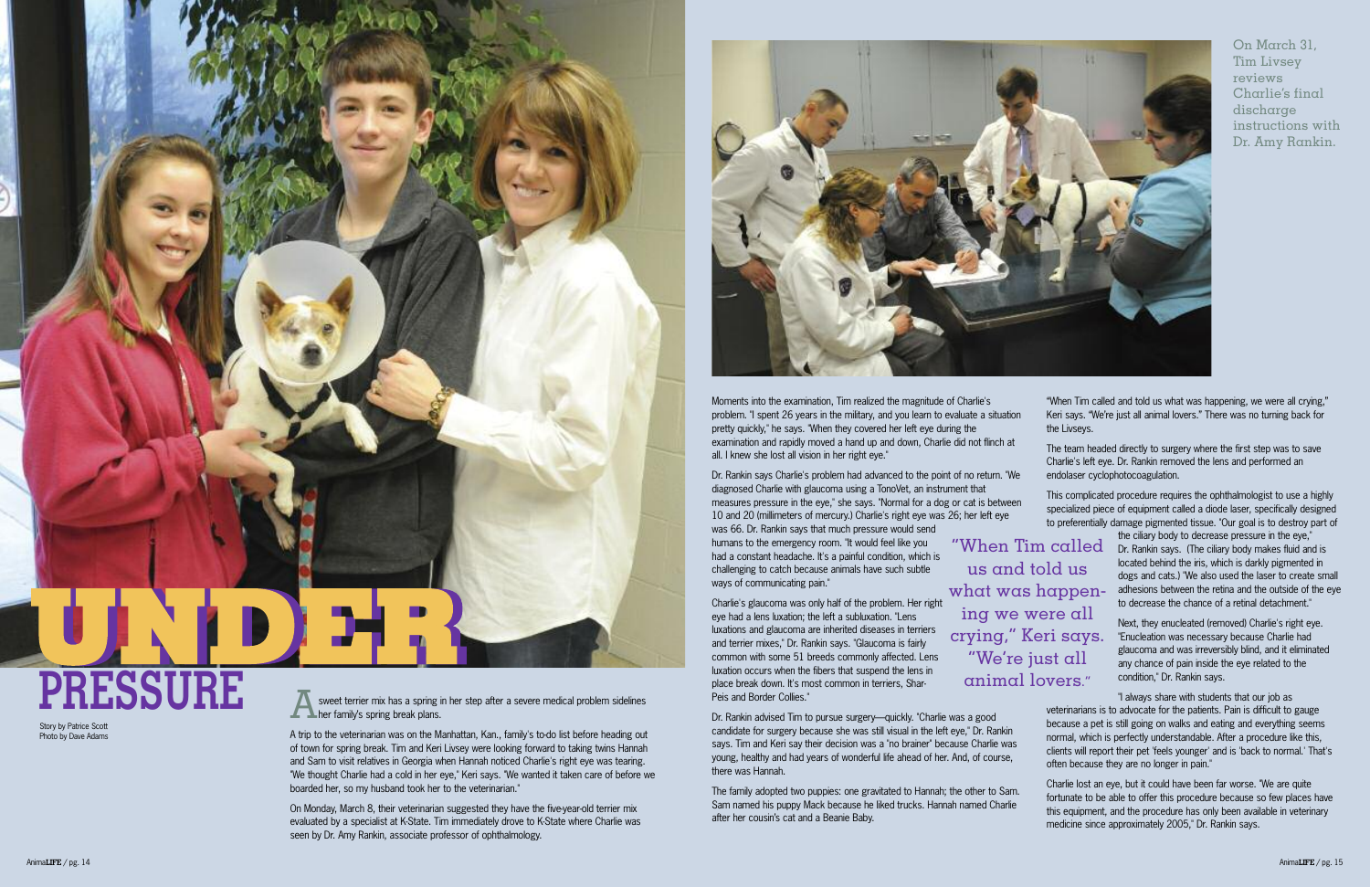# UNDER PRESSURE

Story by Patrice Scott
Photo by Dave Adams

A sweet terrier mix has a spring in her step after a severe medical problem sidelines her family's spring break plans.

A trip to the veterinarian was on the Manhattan, Kan., family's to-do list before heading out of town for spring break. Tim and Keri Livsey were looking forward to taking twins Hannah and Sam to visit relatives in Georgia when Hannah noticed Charlie's right eye was tearing. "We thought Charlie had a cold in her eye," Keri says. "We wanted it taken care of before we boarded her, so my husband took her to the veterinarian."

On Monday, March 8, their veterinarian suggested they have the five-year-old terrier mix evaluated by a specialist at K-State. Tim immediately drove to K-State where Charlie was seen by Dr. Amy Rankin, associate professor of ophthalmology.

On March 31, Tim Livsey reviews Charlie's final discharge instructions with Dr. Amy Rankin.

Moments into the examination, Tim realized the magnitude of Charlie's problem. "I spent 26 years in the military, and you learn to evaluate a situation pretty quickly," he says. "When they covered her left eye during the examination and rapidly moved a hand up and down, Charlie did not flinch at all. I knew she lost all vision in her right eye."

Dr. Rankin says Charlie's problem had advanced to the point of no return. "We diagnosed Charlie with glaucoma using a TonoVet, an instrument that measures pressure in the eye," she says. "Normal for a dog or cat is between 10 and 20 (millimeters of mercury.) Charlie's right eye was 26; her left eye was 66. Dr. Rankin says that much pressure would send humans to the emergency room. "It would feel like you had a constant headache. It's a painful condition, which is challenging to catch because animals have such subtle ways of communicating pain."

Charlie's glaucoma was only half of the problem. Her right eye had a lens luxation; the left a subluxation. "Lens luxations and glaucoma are inherited diseases in terriers and terrier mixes," Dr. Rankin says. "Glaucoma is fairly common with some 51 breeds commonly affected. Lens luxation occurs when the fibers that suspend the lens in place break down. It's most common in terriers, Shar-Peis and Border Collies."

Dr. Rankin advised Tim to pursue surgery—quickly. "Charlie was a good candidate for surgery because she was still visual in the left eye," Dr. Rankin says. Tim and Keri say their decision was a "no brainer" because Charlie was young, healthy and had years of wonderful life ahead of her. And, of course, there was Hannah.

The family adopted two puppies: one gravitated to Hannah; the other to Sam. Sam named his puppy Mack because he liked trucks. Hannah named Charlie after her cousin's cat and a Beanie Baby.

> "When Tim called us and told us what was happening, we were all crying," Keri says. "We're just all animal lovers."

"When Tim called and told us what was happening, we were all crying," Keri says. "We're just all animal lovers." There was no turning back for the Livseys.

The team headed directly to surgery where the first step was to save Charlie's left eye. Dr. Rankin removed the lens and performed an endolaser cyclophotocoagulation.

This complicated procedure requires the ophthalmologist to use a highly specialized piece of equipment called a diode laser, specifically designed to preferentially damage pigmented tissue. "Our goal is to destroy part of the ciliary body to decrease pressure in the eye," Dr. Rankin says. (The ciliary body makes fluid and is located behind the iris, which is darkly pigmented in dogs and cats.) "We also used the laser to create small adhesions between the retina and the outside of the eye to decrease the chance of a retinal detachment."

Next, they enucleated (removed) Charlie's right eye. "Enucleation was necessary because Charlie had glaucoma and was irreversibly blind, and it eliminated any chance of pain inside the eye related to the condition," Dr. Rankin says.

"I always share with students that our job as veterinarians is to advocate for the patients. Pain is difficult to gauge because a pet is still going on walks and eating and everything seems normal, which is perfectly understandable. After a procedure like this, clients will report their pet 'feels younger' and is 'back to normal.' That's often because they are no longer in pain."

Charlie lost an eye, but it could have been far worse. "We are quite fortunate to be able to offer this procedure because so few places have this equipment, and the procedure has only been available in veterinary medicine since approximately 2005," Dr. Rankin says.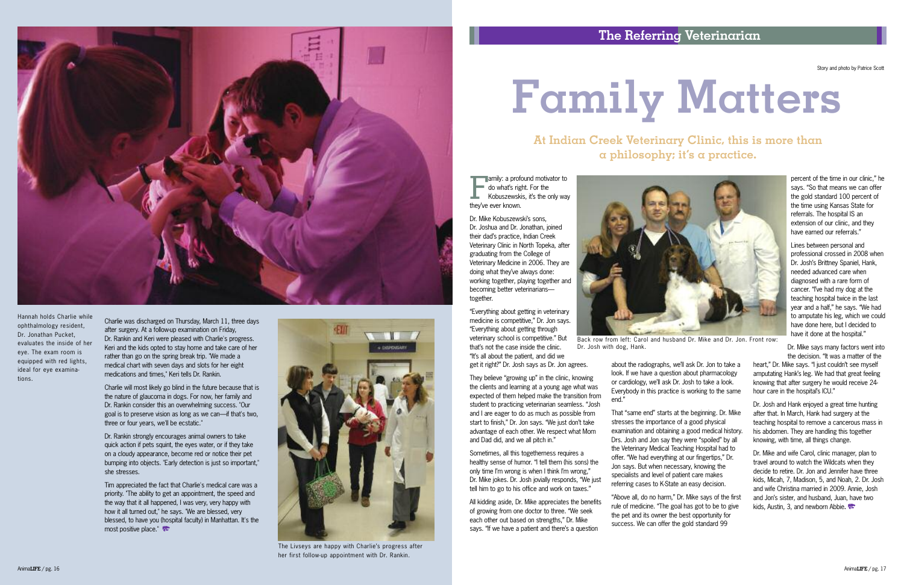Hannah holds Charlie while ophthalmology resident, Dr. Jonathan Pucket, evaluates the inside of her eye. The exam room is equipped with red lights, ideal for eye examinations.

Charlie was discharged on Thursday, March 11, three days after surgery. At a follow-up examination on Friday, Dr. Rankin and Keri were pleased with Charlie's progress. Keri and the kids opted to stay home and take care of her rather than go on the spring break trip. "We made a medical chart with seven days and slots for her eight medications and times," Keri tells Dr. Rankin.

Charlie will most likely go blind in the future because that is the nature of glaucoma in dogs. For now, her family and Dr. Rankin consider this an overwhelming success. "Our goal is to preserve vision as long as we can—if that's two, three or four years, we'll be ecstatic."

Dr. Rankin strongly encourages animal owners to take quick action if pets squint, the eyes water, or if they take on a cloudy appearance, become red or notice their pet bumping into objects. "Early detection is just so important," she stresses.

Tim appreciated the fact that Charlie's medical care was a priority. "The ability to get an appointment, the speed and the way that it all happened, I was very, very happy with how it all turned out," he says. "We are blessed, very blessed, to have you (hospital faculty) in Manhattan. It's the most positive place."

The Livseys are happy with Charlie's progress after her first follow-up appointment with Dr. Rankin.

## The Referring Veterinarian

Story and photo by Patrice Scott

# Family Matters

### At Indian Creek Veterinary Clinic, this is more than a philosophy; it's a practice.

Family: a profound motivator to do what's right. For the Kobuszewskis, it's the only way they've ever known.

Dr. Mike Kobuszewski's sons, Dr. Joshua and Dr. Jonathan, joined their dad's practice, Indian Creek Veterinary Clinic in North Topeka, after graduating from the College of Veterinary Medicine in 2006. They are doing what they've always done: working together, playing together and becoming better veterinarians—together.

"Everything about getting in veterinary medicine is competitive," Dr. Jon says. "Everything about getting through veterinary school is competitive." But that's not the case inside the clinic. "It's all about the patient, and did we get it right?" Dr. Josh says as Dr. Jon agrees.

They believe "growing up" in the clinic, knowing the clients and learning at a young age what was expected of them helped make the transition from student to practicing veterinarian seamless. "Josh and I are eager to do as much as possible from start to finish," Dr. Jon says. "We just don't take advantage of each other. We respect what Mom and Dad did, and we all pitch in."

Sometimes, all this togetherness requires a healthy sense of humor. "I tell them (his sons) the only time I'm wrong is when I think I'm wrong," Dr. Mike jokes. Dr. Josh jovially responds, "We just tell him to go to his office and work on taxes."

All kidding aside, Dr. Mike appreciates the benefits of growing from one doctor to three. "We seek each other out based on strengths," Dr. Mike says. "If we have a patient and there's a question about the radiographs, we'll ask Dr. Jon to take a look. If we have a question about pharmacology or cardiology, we'll ask Dr. Josh to take a look. Everybody in this practice is working to the same end."

Back row from left: Carol and husband Dr. Mike and Dr. Jon. Front row: Dr. Josh with dog, Hank.

That "same end" starts at the beginning. Dr. Mike stresses the importance of a good physical examination and obtaining a good medical history. Drs. Josh and Jon say they were "spoiled" by all the Veterinary Medical Teaching Hospital had to offer. "We had everything at our fingertips," Dr. Jon says. But when necessary, knowing the specialists and level of patient care makes referring cases to K-State an easy decision.

"Above all, do no harm," Dr. Mike says of the first rule of medicine. "The goal has got to be to give the pet and its owner the best opportunity for success. We can offer the gold standard 99 percent of the time in our clinic," he says. "So that means we can offer the gold standard 100 percent of the time using Kansas State for referrals. The hospital IS an extension of our clinic, and they have earned our referrals."

Lines between personal and professional crossed in 2008 when Dr. Josh's Brittney Spaniel, Hank, needed advanced care when diagnosed with a rare form of cancer. "I've had my dog at the teaching hospital twice in the last year and a half," he says. "We had to amputate his leg, which we could have done here, but I decided to have it done at the hospital."

Dr. Mike says many factors went into the decision. "It was a matter of the heart," Dr. Mike says. "I just couldn't see myself amputating Hank's leg. We had that great feeling knowing that after surgery he would receive 24-hour care in the hospital's ICU."

Dr. Josh and Hank enjoyed a great time hunting after that. In March, Hank had surgery at the teaching hospital to remove a cancerous mass in his abdomen. They are handling this together knowing, with time, all things change.

Dr. Mike and wife Carol, clinic manager, plan to travel around to watch the Wildcats when they decide to retire. Dr. Jon and Jennifer have three kids, Micah, 7, Madison, 5, and Noah, 2. Dr. Josh and wife Christina married in 2009. Annie, Josh and Jon's sister, and husband, Juan, have two kids, Austin, 3, and newborn Abbie.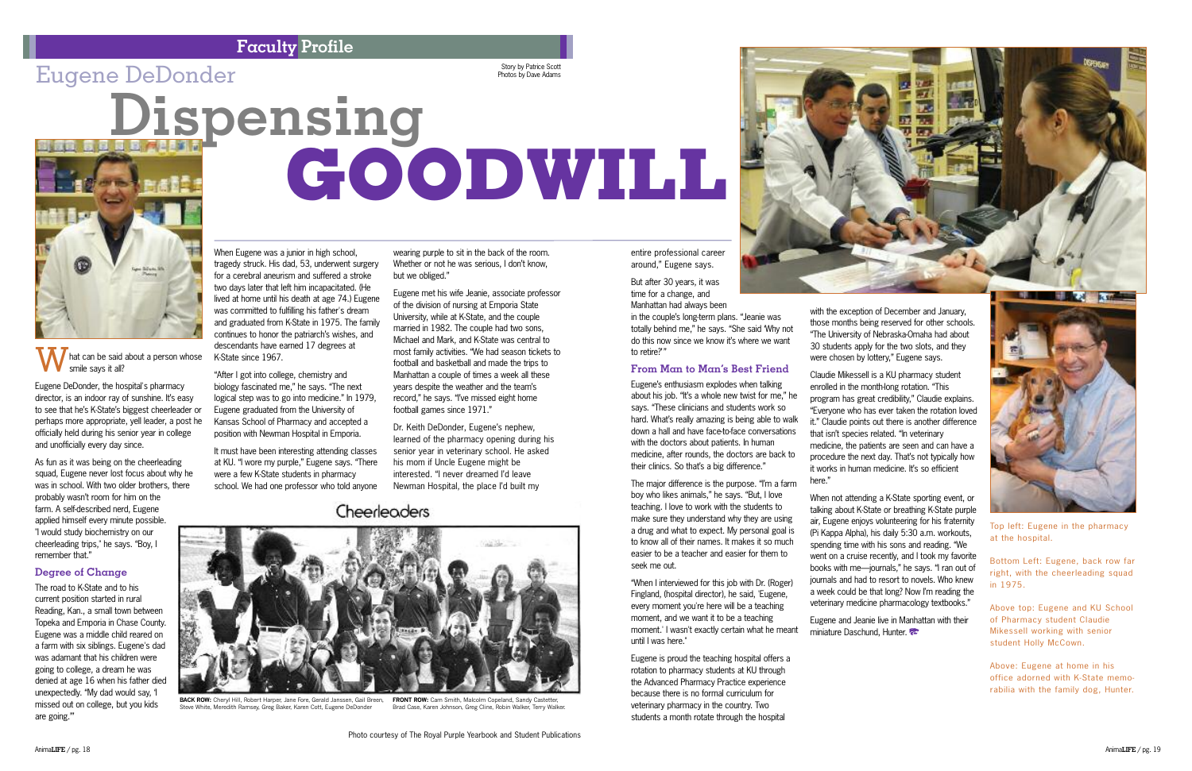## Faculty Profile

# Eugene DeDonder

# Dispensing GOODWILL

Story by Patrice Scott
Photos by Dave Adams

What can be said about a person whose smile says it all?

Eugene DeDonder, the hospital's pharmacy director, is an indoor ray of sunshine. It's easy to see that he's K-State's biggest cheerleader or perhaps more appropriate, yell leader, a post he officially held during his senior year in college and unofficially every day since.

As fun as it was being on the cheerleading squad, Eugene never lost focus about why he was in school. With two older brothers, there probably wasn't room for him on the farm. A self-described nerd, Eugene applied himself every minute possible. "I would study biochemistry on our cheerleading trips," he says. "Boy, I remember that."

### Degree of Change

The road to K-State and to his current position started in rural Reading, Kan., a small town between Topeka and Emporia in Chase County. Eugene was a middle child reared on a farm with six siblings. Eugene's dad was adamant that his children were going to college, a dream he was denied at age 16 when his father died unexpectedly. "My dad would say, 'I missed out on college, but you kids are going.'"

When Eugene was a junior in high school, tragedy struck. His dad, 53, underwent surgery for a cerebral aneurism and suffered a stroke two days later that left him incapacitated. (He lived at home until his death at age 74.) Eugene was committed to fulfilling his father's dream and graduated from K-State in 1975. The family continues to honor the patriarch's wishes, and descendants have earned 17 degrees at K-State since 1967.

"After I got into college, chemistry and biology fascinated me," he says. "The next logical step was to go into medicine." In 1979, Eugene graduated from the University of Kansas School of Pharmacy and accepted a position with Newman Hospital in Emporia.

It must have been interesting attending classes at KU. "I wore my purple," Eugene says. "There were a few K-State students in pharmacy school. We had one professor who told anyone wearing purple to sit in the back of the room. Whether or not he was serious, I don't know, but we obliged."

Eugene met his wife Jeanie, associate professor of the division of nursing at Emporia State University, while at K-State, and the couple married in 1982. The couple had two sons, Michael and Mark, and K-State was central to most family activities. "We had season tickets to football and basketball and made the trips to Manhattan a couple of times a week all these years despite the weather and the team's record," he says. "I've missed eight home football games since 1971."

Dr. Keith DeDonder, Eugene's nephew, learned of the pharmacy opening during his senior year in veterinary school. He asked his mom if Uncle Eugene might be interested. "I never dreamed I'd leave Newman Hospital, the place I'd built my entire professional career around," Eugene says.

But after 30 years, it was time for a change, and Manhattan had always been in the couple's long-term plans. "Jeanie was totally behind me," he says. "She said 'Why not do this now since we know it's where we want to retire?'"

### From Man to Man's Best Friend

Eugene's enthusiasm explodes when talking about his job. "It's a whole new twist for me," he says. "These clinicians and students work so hard. What's really amazing is being able to walk down a hall and have face-to-face conversations with the doctors about patients. In human medicine, after rounds, the doctors are back to their clinics. So that's a big difference."

The major difference is the purpose. "I'm a farm boy who likes animals," he says. "But, I love teaching. I love to work with the students to make sure they understand why they are using a drug and what to expect. My personal goal is to know all of their names. It makes it so much easier to be a teacher and easier for them to seek me out.

"When I interviewed for this job with Dr. (Roger) Fingland, (hospital director), he said, 'Eugene, every moment you're here will be a teaching moment, and we want it to be a teaching moment.' I wasn't exactly certain what he meant until I was here."

Eugene is proud the teaching hospital offers a rotation to pharmacy students at KU through the Advanced Pharmacy Practice experience because there is no formal curriculum for veterinary pharmacy in the country. Two students a month rotate through the hospital with the exception of December and January, those months being reserved for other schools. "The University of Nebraska-Omaha had about 30 students apply for the two slots, and they were chosen by lottery," Eugene says.

Claudie Mikessell is a KU pharmacy student enrolled in the month-long rotation. "This program has great credibility," Claudie explains. "Everyone who has ever taken the rotation loved it." Claudie points out there is another difference that isn't species related. "In veterinary medicine, the patients are seen and can have a procedure the next day. That's not typically how it works in human medicine. It's so efficient here."

When not attending a K-State sporting event, or talking about K-State or breathing K-State purple air, Eugene enjoys volunteering for his fraternity (Pi Kappa Alpha), his daily 5:30 a.m. workouts, spending time with his sons and reading. "We went on a cruise recently, and I took my favorite books with me—journals," he says. "I ran out of journals and had to resort to novels. Who knew a week could be that long? Now I'm reading the veterinary medicine pharmacology textbooks."

Eugene and Jeanie live in Manhattan with their miniature Daschund, Hunter.

Cheerleaders

**BACK ROW:** Cheryl Hill, Robert Harper, Jane Fore, Gerald Janssen, Gail Breen, Steve White, Meredith Ramsey, Greg Baker, Karen Cott, Eugene DeDonder **FRONT ROW:** Cam Smith, Malcolm Copeland, Sandy Castetter, Brad Case, Karen Johnson, Greg Cline, Robin Walker, Terry Walker.

Photo courtesy of The Royal Purple Yearbook and Student Publications

Top left: Eugene in the pharmacy at the hospital.

Bottom Left: Eugene, back row far right, with the cheerleading squad in 1975.

Above top: Eugene and KU School of Pharmacy student Claudie Mikessell working with senior student Holly McCown.

Above: Eugene at home in his office adorned with K-State memorabilia with the family dog, Hunter.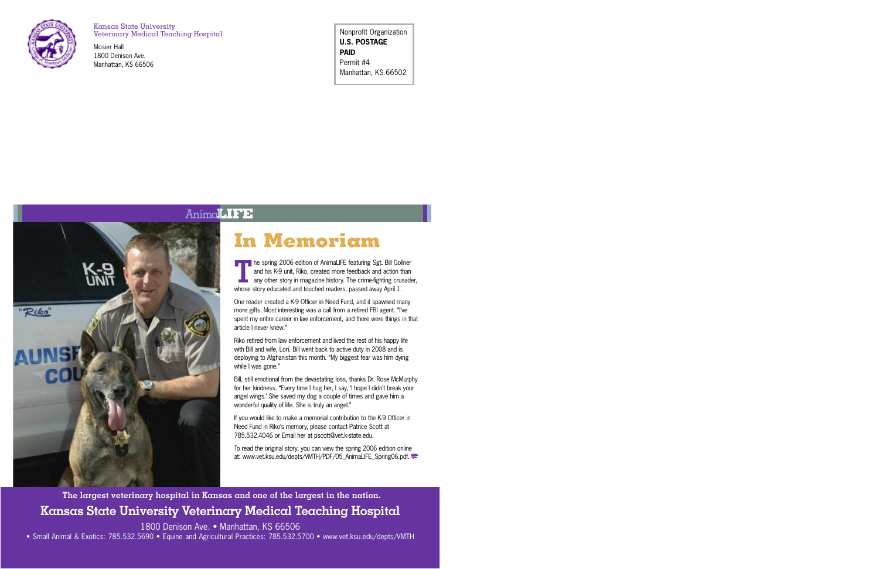Kansas State University
Veterinary Medical Teaching Hospital

Mosier Hall
1800 Denison Ave.
Manhattan, KS 66506

Nonprofit Organization
**U.S. POSTAGE**
**PAID**
Permit #4
Manhattan, KS 66502

AnimaLIFE

# In Memoriam

The spring 2006 edition of AnimaLIFE featuring Sgt. Bill Gollner and his K-9 unit, Riko, created more feedback and action than any other story in magazine history. The crime-fighting crusader, whose story educated and touched readers, passed away April 1.

One reader created a K-9 Officer in Need Fund, and it spawned many more gifts. Most interesting was a call from a retired FBI agent. "I've spent my entire career in law enforcement, and there were things in that article I never knew."

Riko retired from law enforcement and lived the rest of his happy life with Bill and wife, Lori. Bill went back to active duty in 2008 and is deploying to Afghanistan this month. "My biggest fear was him dying while I was gone."

Bill, still emotional from the devastating loss, thanks Dr. Rose McMurphy for her kindness. "Every time I hug her, I say, 'I hope I didn't break your angel wings.' She saved my dog a couple of times and gave him a wonderful quality of life. She is truly an angel."

If you would like to make a memorial contribution to the K-9 Officer in Need Fund in Riko's memory, please contact Patrice Scott at 785.532.4046 or Email her at pscott@vet.k-state.edu.

To read the original story, you can view the spring 2006 edition online at: www.vet.ksu.edu/depts/VMTH/PDF/05_AnimaLIFE_Spring06.pdf.

**The largest veterinary hospital in Kansas and one of the largest in the nation.**

**Kansas State University Veterinary Medical Teaching Hospital**

1800 Denison Ave. • Manhattan, KS 66506

• Small Animal & Exotics: 785.532.5690 • Equine and Agricultural Practices: 785.532.5700 • www.vet.ksu.edu/depts/VMTH